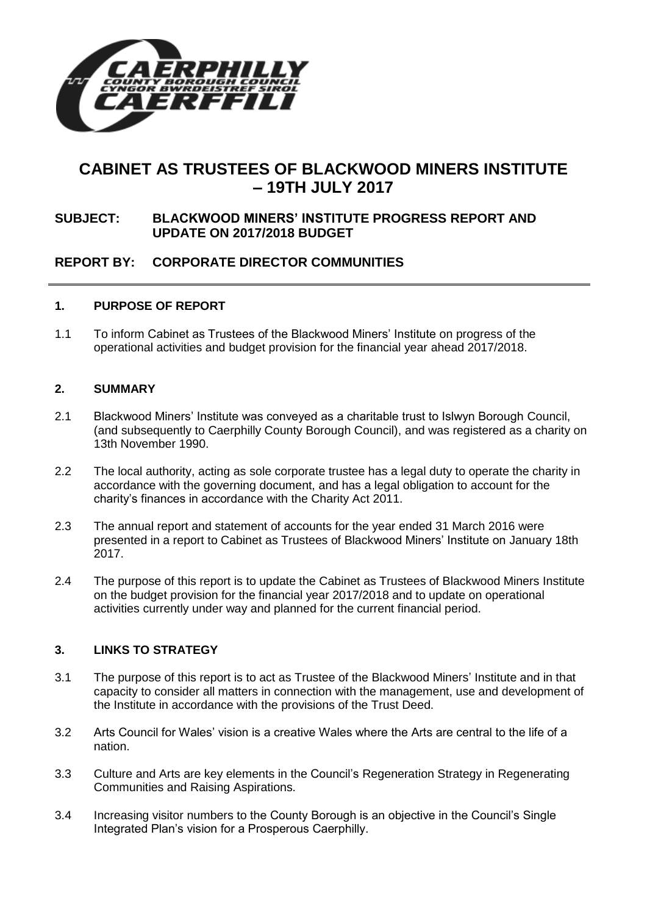# CABINET AS TRUSTEES OF BLACKWOOD MINERS INSTITUTE – 19TH JULY 2017

**SUBJECT: BLACKWOOD MINERS' INSTITUTE PROGRESS REPORT AND UPDATE ON 2017/2018 BUDGET**

**REPORT BY: CORPORATE DIRECTOR COMMUNITIES**

## 1. PURPOSE OF REPORT

1.1 To inform Cabinet as Trustees of the Blackwood Miners' Institute on progress of the operational activities and budget provision for the financial year ahead 2017/2018.

## 2. SUMMARY

2.1 Blackwood Miners' Institute was conveyed as a charitable trust to Islwyn Borough Council, (and subsequently to Caerphilly County Borough Council), and was registered as a charity on 13th November 1990.

2.2 The local authority, acting as sole corporate trustee has a legal duty to operate the charity in accordance with the governing document, and has a legal obligation to account for the charity's finances in accordance with the Charity Act 2011.

2.3 The annual report and statement of accounts for the year ended 31 March 2016 were presented in a report to Cabinet as Trustees of Blackwood Miners' Institute on January 18th 2017.

2.4 The purpose of this report is to update the Cabinet as Trustees of Blackwood Miners Institute on the budget provision for the financial year 2017/2018 and to update on operational activities currently under way and planned for the current financial period.

## 3. LINKS TO STRATEGY

3.1 The purpose of this report is to act as Trustee of the Blackwood Miners' Institute and in that capacity to consider all matters in connection with the management, use and development of the Institute in accordance with the provisions of the Trust Deed.

3.2 Arts Council for Wales' vision is a creative Wales where the Arts are central to the life of a nation.

3.3 Culture and Arts are key elements in the Council's Regeneration Strategy in Regenerating Communities and Raising Aspirations.

3.4 Increasing visitor numbers to the County Borough is an objective in the Council's Single Integrated Plan's vision for a Prosperous Caerphilly.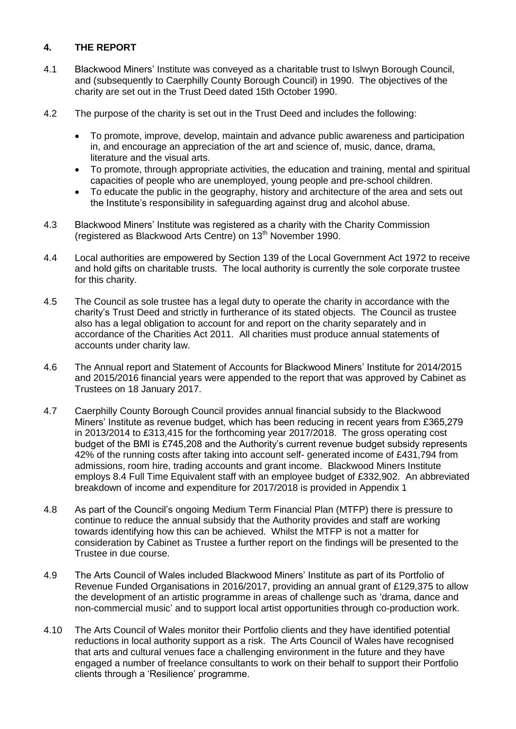## 4. THE REPORT

4.1 Blackwood Miners' Institute was conveyed as a charitable trust to Islwyn Borough Council, and (subsequently to Caerphilly County Borough Council) in 1990. The objectives of the charity are set out in the Trust Deed dated 15th October 1990.

4.2 The purpose of the charity is set out in the Trust Deed and includes the following:

- To promote, improve, develop, maintain and advance public awareness and participation in, and encourage an appreciation of the art and science of, music, dance, drama, literature and the visual arts.
- To promote, through appropriate activities, the education and training, mental and spiritual capacities of people who are unemployed, young people and pre-school children.
- To educate the public in the geography, history and architecture of the area and sets out the Institute's responsibility in safeguarding against drug and alcohol abuse.

4.3 Blackwood Miners' Institute was registered as a charity with the Charity Commission (registered as Blackwood Arts Centre) on 13th November 1990.

4.4 Local authorities are empowered by Section 139 of the Local Government Act 1972 to receive and hold gifts on charitable trusts. The local authority is currently the sole corporate trustee for this charity.

4.5 The Council as sole trustee has a legal duty to operate the charity in accordance with the charity's Trust Deed and strictly in furtherance of its stated objects. The Council as trustee also has a legal obligation to account for and report on the charity separately and in accordance of the Charities Act 2011. All charities must produce annual statements of accounts under charity law.

4.6 The Annual report and Statement of Accounts for Blackwood Miners' Institute for 2014/2015 and 2015/2016 financial years were appended to the report that was approved by Cabinet as Trustees on 18 January 2017.

4.7 Caerphilly County Borough Council provides annual financial subsidy to the Blackwood Miners' Institute as revenue budget, which has been reducing in recent years from £365,279 in 2013/2014 to £313,415 for the forthcoming year 2017/2018. The gross operating cost budget of the BMI is £745,208 and the Authority's current revenue budget subsidy represents 42% of the running costs after taking into account self- generated income of £431,794 from admissions, room hire, trading accounts and grant income. Blackwood Miners Institute employs 8.4 Full Time Equivalent staff with an employee budget of £332,902. An abbreviated breakdown of income and expenditure for 2017/2018 is provided in Appendix 1

4.8 As part of the Council's ongoing Medium Term Financial Plan (MTFP) there is pressure to continue to reduce the annual subsidy that the Authority provides and staff are working towards identifying how this can be achieved. Whilst the MTFP is not a matter for consideration by Cabinet as Trustee a further report on the findings will be presented to the Trustee in due course.

4.9 The Arts Council of Wales included Blackwood Miners' Institute as part of its Portfolio of Revenue Funded Organisations in 2016/2017, providing an annual grant of £129,375 to allow the development of an artistic programme in areas of challenge such as 'drama, dance and non-commercial music' and to support local artist opportunities through co-production work.

4.10 The Arts Council of Wales monitor their Portfolio clients and they have identified potential reductions in local authority support as a risk. The Arts Council of Wales have recognised that arts and cultural venues face a challenging environment in the future and they have engaged a number of freelance consultants to work on their behalf to support their Portfolio clients through a 'Resilience' programme.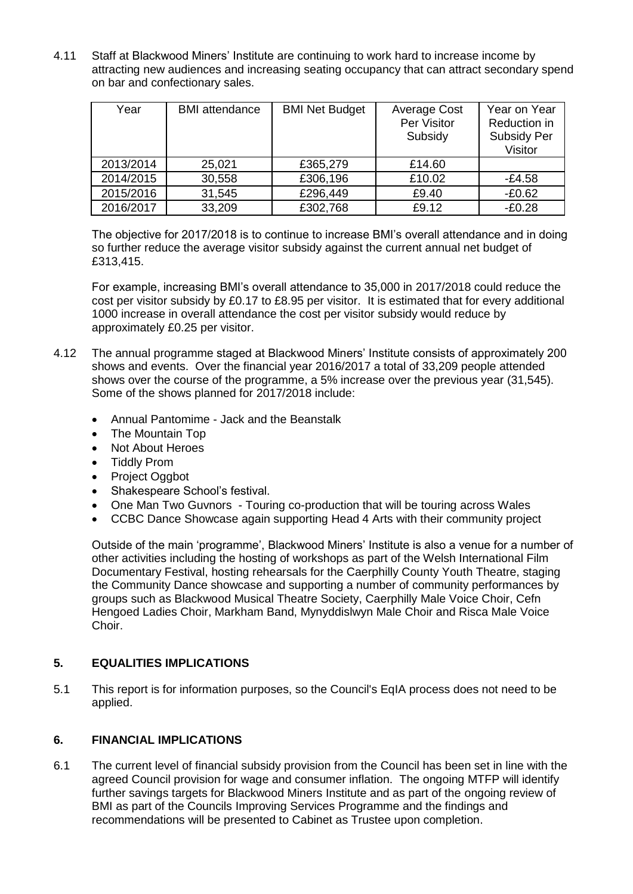4.11 Staff at Blackwood Miners' Institute are continuing to work hard to increase income by attracting new audiences and increasing seating occupancy that can attract secondary spend on bar and confectionary sales.

| Year | BMI attendance | BMI Net Budget | Average Cost Per Visitor Subsidy | Year on Year Reduction in Subsidy Per Visitor |
|---|---|---|---|---|
| 2013/2014 | 25,021 | £365,279 | £14.60 | |
| 2014/2015 | 30,558 | £306,196 | £10.02 | -£4.58 |
| 2015/2016 | 31,545 | £296,449 | £9.40 | -£0.62 |
| 2016/2017 | 33,209 | £302,768 | £9.12 | -£0.28 |

The objective for 2017/2018 is to continue to increase BMI's overall attendance and in doing so further reduce the average visitor subsidy against the current annual net budget of £313,415.

For example, increasing BMI's overall attendance to 35,000 in 2017/2018 could reduce the cost per visitor subsidy by £0.17 to £8.95 per visitor. It is estimated that for every additional 1000 increase in overall attendance the cost per visitor subsidy would reduce by approximately £0.25 per visitor.

4.12 The annual programme staged at Blackwood Miners' Institute consists of approximately 200 shows and events. Over the financial year 2016/2017 a total of 33,209 people attended shows over the course of the programme, a 5% increase over the previous year (31,545). Some of the shows planned for 2017/2018 include:

- Annual Pantomime - Jack and the Beanstalk
- The Mountain Top
- Not About Heroes
- Tiddly Prom
- Project Oggbot
- Shakespeare School's festival.
- One Man Two Guvnors - Touring co-production that will be touring across Wales
- CCBC Dance Showcase again supporting Head 4 Arts with their community project

Outside of the main 'programme', Blackwood Miners' Institute is also a venue for a number of other activities including the hosting of workshops as part of the Welsh International Film Documentary Festival, hosting rehearsals for the Caerphilly County Youth Theatre, staging the Community Dance showcase and supporting a number of community performances by groups such as Blackwood Musical Theatre Society, Caerphilly Male Voice Choir, Cefn Hengoed Ladies Choir, Markham Band, Mynyddislwyn Male Choir and Risca Male Voice Choir.

## 5. EQUALITIES IMPLICATIONS

5.1 This report is for information purposes, so the Council's EqIA process does not need to be applied.

## 6. FINANCIAL IMPLICATIONS

6.1 The current level of financial subsidy provision from the Council has been set in line with the agreed Council provision for wage and consumer inflation. The ongoing MTFP will identify further savings targets for Blackwood Miners Institute and as part of the ongoing review of BMI as part of the Councils Improving Services Programme and the findings and recommendations will be presented to Cabinet as Trustee upon completion.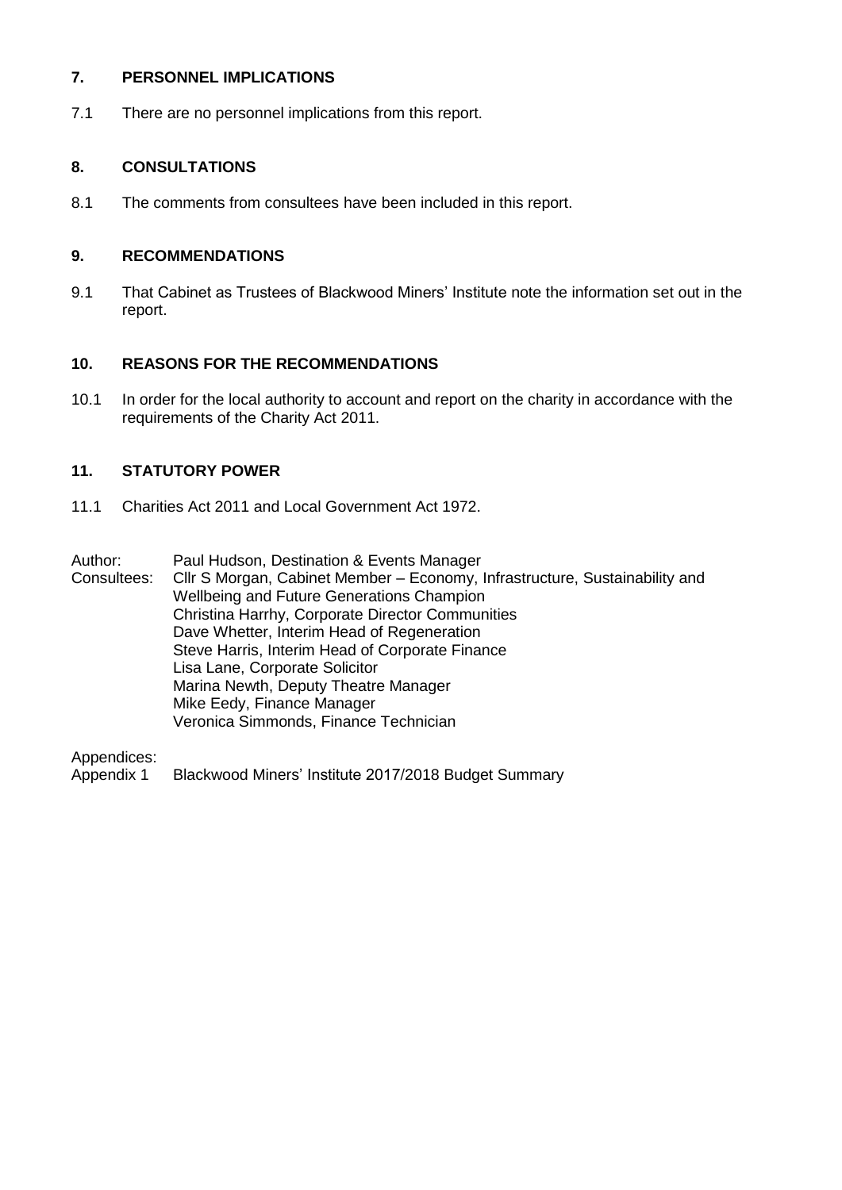## 7. PERSONNEL IMPLICATIONS

7.1 There are no personnel implications from this report.

## 8. CONSULTATIONS

8.1 The comments from consultees have been included in this report.

## 9. RECOMMENDATIONS

9.1 That Cabinet as Trustees of Blackwood Miners' Institute note the information set out in the report.

## 10. REASONS FOR THE RECOMMENDATIONS

10.1 In order for the local authority to account and report on the charity in accordance with the requirements of the Charity Act 2011.

## 11. STATUTORY POWER

11.1 Charities Act 2011 and Local Government Act 1972.

Author: Paul Hudson, Destination & Events Manager

Consultees: Cllr S Morgan, Cabinet Member – Economy, Infrastructure, Sustainability and Wellbeing and Future Generations Champion
Christina Harrhy, Corporate Director Communities
Dave Whetter, Interim Head of Regeneration
Steve Harris, Interim Head of Corporate Finance
Lisa Lane, Corporate Solicitor
Marina Newth, Deputy Theatre Manager
Mike Eedy, Finance Manager
Veronica Simmonds, Finance Technician

Appendices:
Appendix 1 Blackwood Miners' Institute 2017/2018 Budget Summary